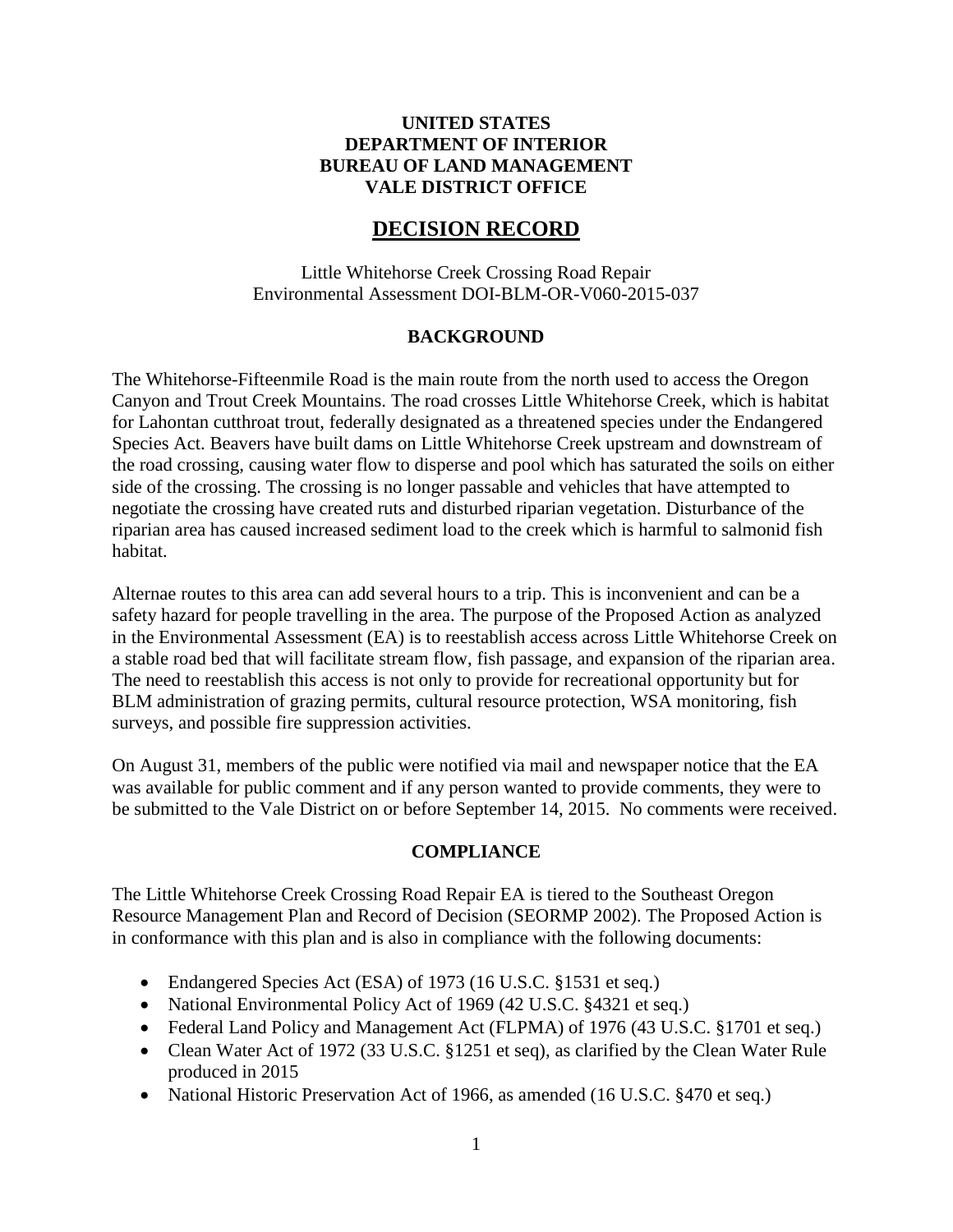**UNITED STATES**
**DEPARTMENT OF INTERIOR**
**BUREAU OF LAND MANAGEMENT**
**VALE DISTRICT OFFICE**

# DECISION RECORD

Little Whitehorse Creek Crossing Road Repair
Environmental Assessment DOI-BLM-OR-V060-2015-037

## BACKGROUND

The Whitehorse-Fifteenmile Road is the main route from the north used to access the Oregon Canyon and Trout Creek Mountains. The road crosses Little Whitehorse Creek, which is habitat for Lahontan cutthroat trout, federally designated as a threatened species under the Endangered Species Act. Beavers have built dams on Little Whitehorse Creek upstream and downstream of the road crossing, causing water flow to disperse and pool which has saturated the soils on either side of the crossing. The crossing is no longer passable and vehicles that have attempted to negotiate the crossing have created ruts and disturbed riparian vegetation. Disturbance of the riparian area has caused increased sediment load to the creek which is harmful to salmonid fish habitat.

Alternae routes to this area can add several hours to a trip. This is inconvenient and can be a safety hazard for people travelling in the area. The purpose of the Proposed Action as analyzed in the Environmental Assessment (EA) is to reestablish access across Little Whitehorse Creek on a stable road bed that will facilitate stream flow, fish passage, and expansion of the riparian area. The need to reestablish this access is not only to provide for recreational opportunity but for BLM administration of grazing permits, cultural resource protection, WSA monitoring, fish surveys, and possible fire suppression activities.

On August 31, members of the public were notified via mail and newspaper notice that the EA was available for public comment and if any person wanted to provide comments, they were to be submitted to the Vale District on or before September 14, 2015. No comments were received.

## COMPLIANCE

The Little Whitehorse Creek Crossing Road Repair EA is tiered to the Southeast Oregon Resource Management Plan and Record of Decision (SEORMP 2002). The Proposed Action is in conformance with this plan and is also in compliance with the following documents:

- Endangered Species Act (ESA) of 1973 (16 U.S.C. §1531 et seq.)
- National Environmental Policy Act of 1969 (42 U.S.C. §4321 et seq.)
- Federal Land Policy and Management Act (FLPMA) of 1976 (43 U.S.C. §1701 et seq.)
- Clean Water Act of 1972 (33 U.S.C. §1251 et seq), as clarified by the Clean Water Rule produced in 2015
- National Historic Preservation Act of 1966, as amended (16 U.S.C. §470 et seq.)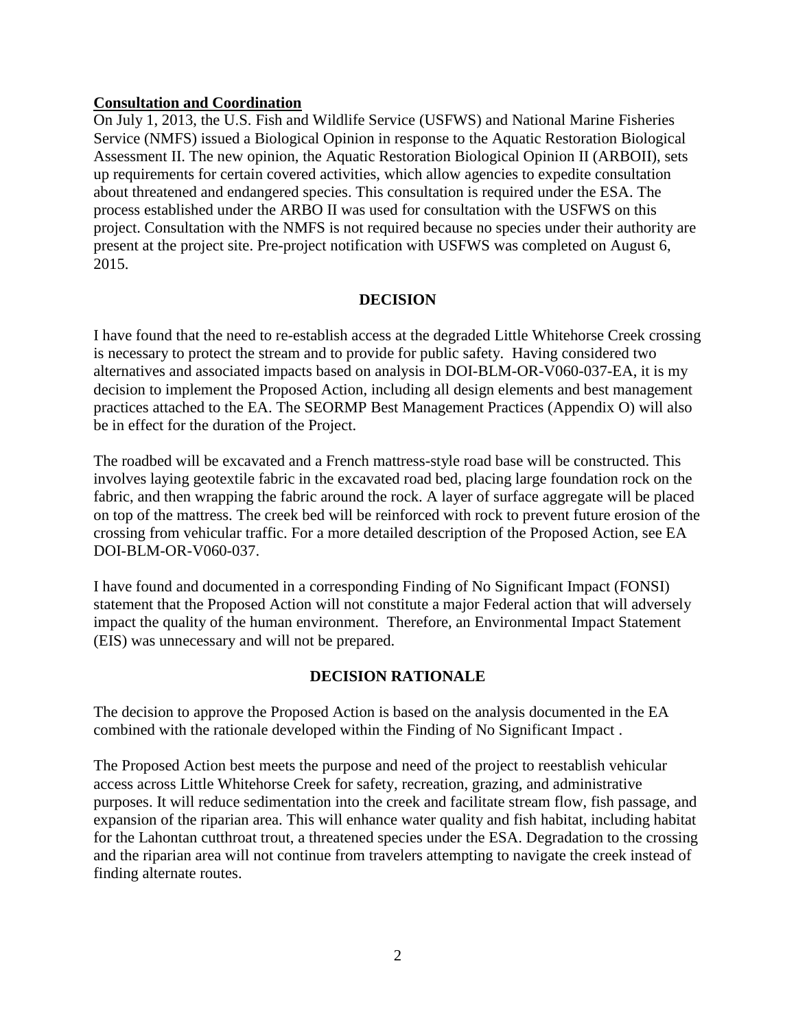**Consultation and Coordination**

On July 1, 2013, the U.S. Fish and Wildlife Service (USFWS) and National Marine Fisheries Service (NMFS) issued a Biological Opinion in response to the Aquatic Restoration Biological Assessment II. The new opinion, the Aquatic Restoration Biological Opinion II (ARBOII), sets up requirements for certain covered activities, which allow agencies to expedite consultation about threatened and endangered species. This consultation is required under the ESA. The process established under the ARBO II was used for consultation with the USFWS on this project. Consultation with the NMFS is not required because no species under their authority are present at the project site. Pre-project notification with USFWS was completed on August 6, 2015.

## DECISION

I have found that the need to re-establish access at the degraded Little Whitehorse Creek crossing is necessary to protect the stream and to provide for public safety. Having considered two alternatives and associated impacts based on analysis in DOI-BLM-OR-V060-037-EA, it is my decision to implement the Proposed Action, including all design elements and best management practices attached to the EA. The SEORMP Best Management Practices (Appendix O) will also be in effect for the duration of the Project.

The roadbed will be excavated and a French mattress-style road base will be constructed. This involves laying geotextile fabric in the excavated road bed, placing large foundation rock on the fabric, and then wrapping the fabric around the rock. A layer of surface aggregate will be placed on top of the mattress. The creek bed will be reinforced with rock to prevent future erosion of the crossing from vehicular traffic. For a more detailed description of the Proposed Action, see EA DOI-BLM-OR-V060-037.

I have found and documented in a corresponding Finding of No Significant Impact (FONSI) statement that the Proposed Action will not constitute a major Federal action that will adversely impact the quality of the human environment. Therefore, an Environmental Impact Statement (EIS) was unnecessary and will not be prepared.

## DECISION RATIONALE

The decision to approve the Proposed Action is based on the analysis documented in the EA combined with the rationale developed within the Finding of No Significant Impact .

The Proposed Action best meets the purpose and need of the project to reestablish vehicular access across Little Whitehorse Creek for safety, recreation, grazing, and administrative purposes. It will reduce sedimentation into the creek and facilitate stream flow, fish passage, and expansion of the riparian area. This will enhance water quality and fish habitat, including habitat for the Lahontan cutthroat trout, a threatened species under the ESA. Degradation to the crossing and the riparian area will not continue from travelers attempting to navigate the creek instead of finding alternate routes.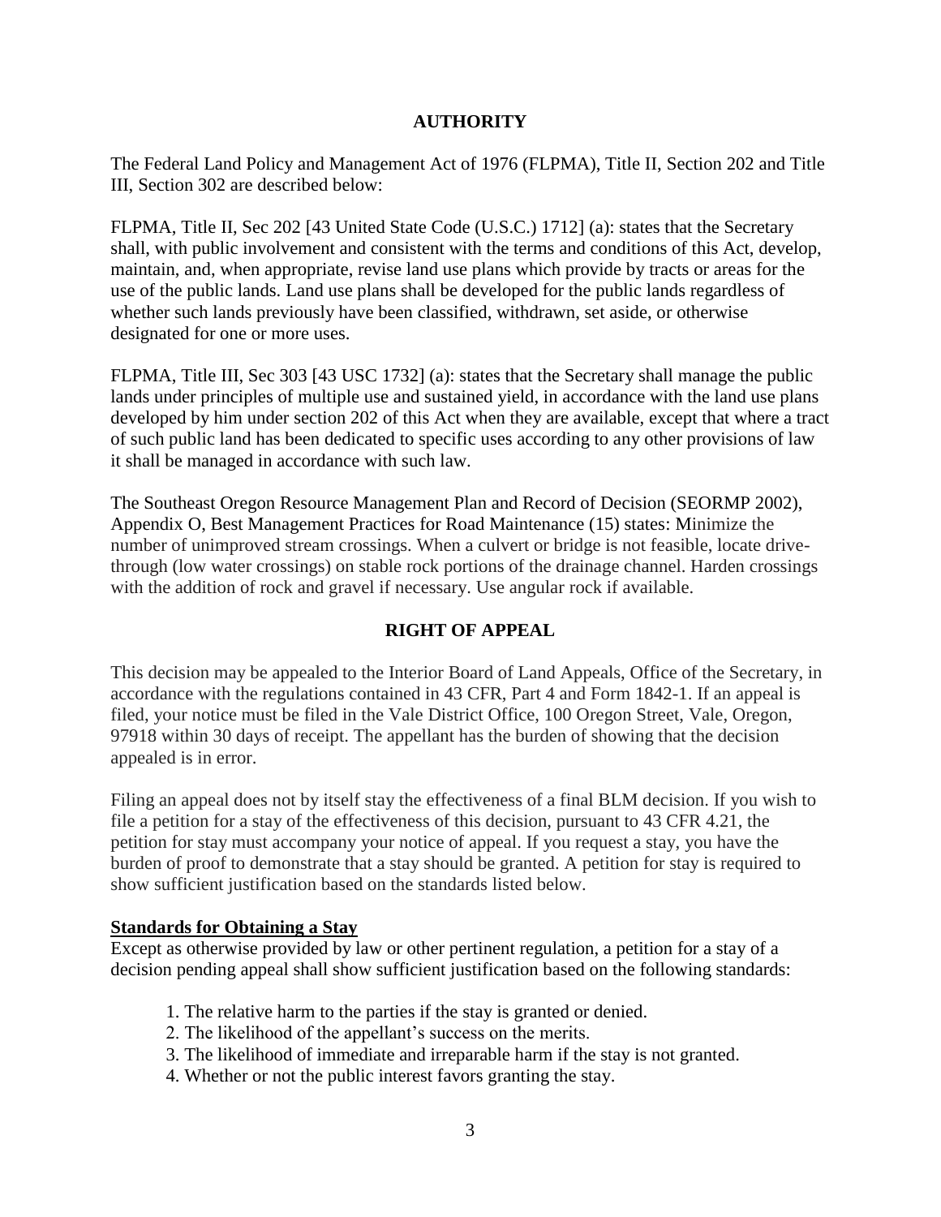## AUTHORITY

The Federal Land Policy and Management Act of 1976 (FLPMA), Title II, Section 202 and Title III, Section 302 are described below:

FLPMA, Title II, Sec 202 [43 United State Code (U.S.C.) 1712] (a): states that the Secretary shall, with public involvement and consistent with the terms and conditions of this Act, develop, maintain, and, when appropriate, revise land use plans which provide by tracts or areas for the use of the public lands. Land use plans shall be developed for the public lands regardless of whether such lands previously have been classified, withdrawn, set aside, or otherwise designated for one or more uses.

FLPMA, Title III, Sec 303 [43 USC 1732] (a): states that the Secretary shall manage the public lands under principles of multiple use and sustained yield, in accordance with the land use plans developed by him under section 202 of this Act when they are available, except that where a tract of such public land has been dedicated to specific uses according to any other provisions of law it shall be managed in accordance with such law.

The Southeast Oregon Resource Management Plan and Record of Decision (SEORMP 2002), Appendix O, Best Management Practices for Road Maintenance (15) states: Minimize the number of unimproved stream crossings. When a culvert or bridge is not feasible, locate drive-through (low water crossings) on stable rock portions of the drainage channel. Harden crossings with the addition of rock and gravel if necessary. Use angular rock if available.

## RIGHT OF APPEAL

This decision may be appealed to the Interior Board of Land Appeals, Office of the Secretary, in accordance with the regulations contained in 43 CFR, Part 4 and Form 1842-1. If an appeal is filed, your notice must be filed in the Vale District Office, 100 Oregon Street, Vale, Oregon, 97918 within 30 days of receipt. The appellant has the burden of showing that the decision appealed is in error.

Filing an appeal does not by itself stay the effectiveness of a final BLM decision. If you wish to file a petition for a stay of the effectiveness of this decision, pursuant to 43 CFR 4.21, the petition for stay must accompany your notice of appeal. If you request a stay, you have the burden of proof to demonstrate that a stay should be granted. A petition for stay is required to show sufficient justification based on the standards listed below.

**Standards for Obtaining a Stay**

Except as otherwise provided by law or other pertinent regulation, a petition for a stay of a decision pending appeal shall show sufficient justification based on the following standards:

1. The relative harm to the parties if the stay is granted or denied.
2. The likelihood of the appellant's success on the merits.
3. The likelihood of immediate and irreparable harm if the stay is not granted.
4. Whether or not the public interest favors granting the stay.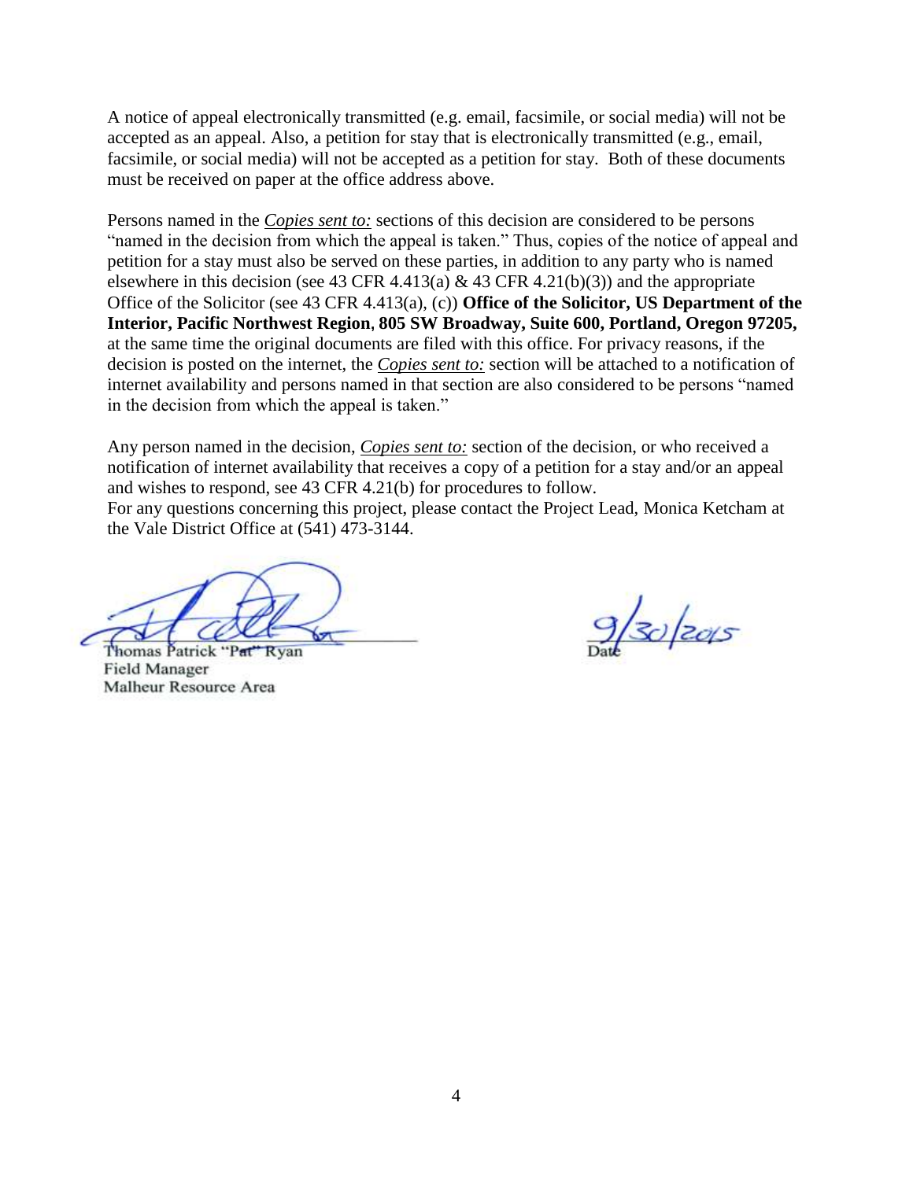A notice of appeal electronically transmitted (e.g. email, facsimile, or social media) will not be accepted as an appeal. Also, a petition for stay that is electronically transmitted (e.g., email, facsimile, or social media) will not be accepted as a petition for stay. Both of these documents must be received on paper at the office address above.

Persons named in the ***Copies sent to:*** sections of this decision are considered to be persons "named in the decision from which the appeal is taken." Thus, copies of the notice of appeal and petition for a stay must also be served on these parties, in addition to any party who is named elsewhere in this decision (see 43 CFR 4.413(a) & 43 CFR 4.21(b)(3)) and the appropriate Office of the Solicitor (see 43 CFR 4.413(a), (c)) **Office of the Solicitor, US Department of the Interior, Pacific Northwest Region, 805 SW Broadway, Suite 600, Portland, Oregon 97205,** at the same time the original documents are filed with this office. For privacy reasons, if the decision is posted on the internet, the ***Copies sent to:*** section will be attached to a notification of internet availability and persons named in that section are also considered to be persons "named in the decision from which the appeal is taken."

Any person named in the decision, ***Copies sent to:*** section of the decision, or who received a notification of internet availability that receives a copy of a petition for a stay and/or an appeal and wishes to respond, see 43 CFR 4.21(b) for procedures to follow.
For any questions concerning this project, please contact the Project Lead, Monica Ketcham at the Vale District Office at (541) 473-3144.

Thomas Patrick "Pat" Ryan
Field Manager
Malheur Resource Area

9/30/2015
Date